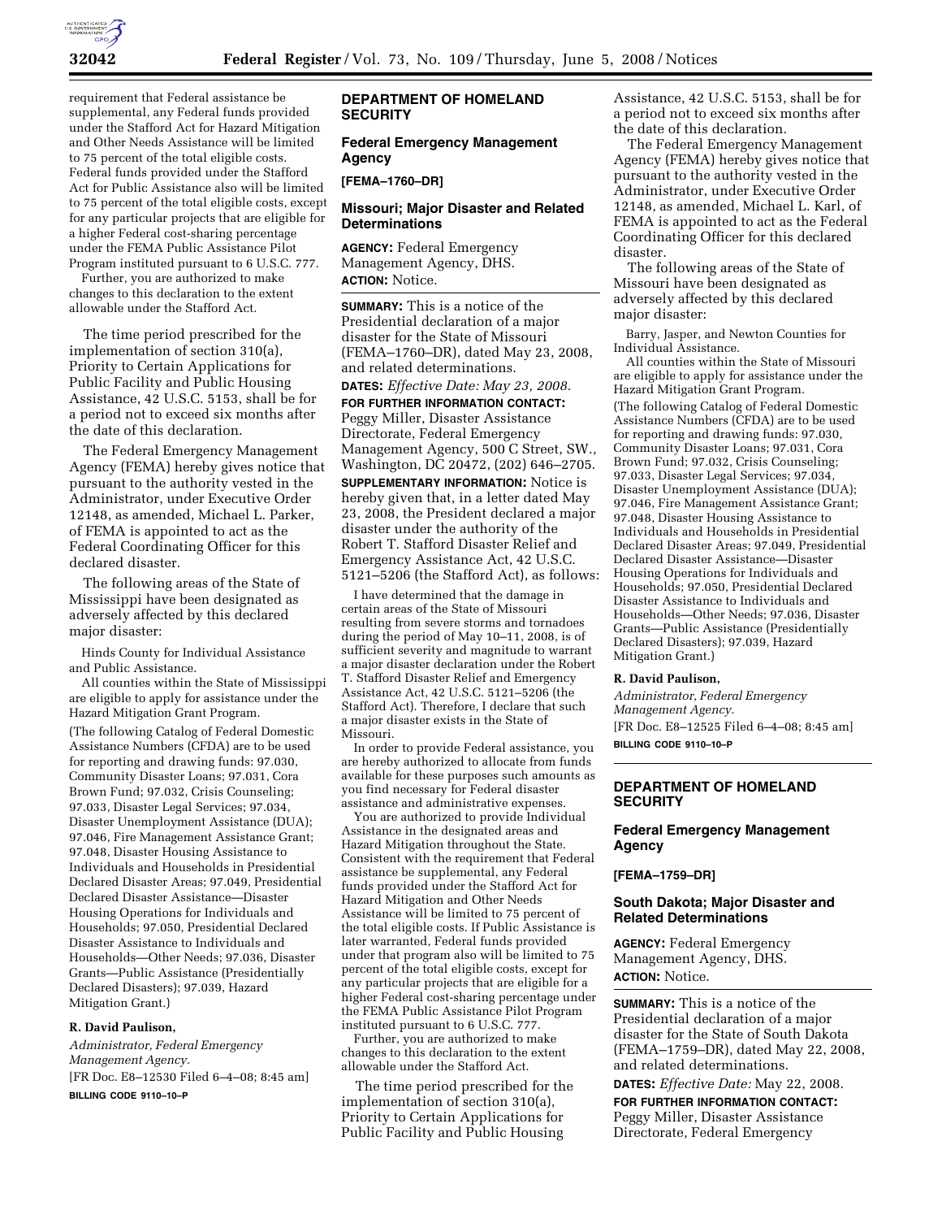requirement that Federal assistance be supplemental, any Federal funds provided under the Stafford Act for Hazard Mitigation and Other Needs Assistance will be limited to 75 percent of the total eligible costs. Federal funds provided under the Stafford Act for Public Assistance also will be limited to 75 percent of the total eligible costs, except for any particular projects that are eligible for a higher Federal cost-sharing percentage under the FEMA Public Assistance Pilot Program instituted pursuant to 6 U.S.C. 777.

Further, you are authorized to make changes to this declaration to the extent allowable under the Stafford Act.

The time period prescribed for the implementation of section 310(a), Priority to Certain Applications for Public Facility and Public Housing Assistance, 42 U.S.C. 5153, shall be for a period not to exceed six months after the date of this declaration.

The Federal Emergency Management Agency (FEMA) hereby gives notice that pursuant to the authority vested in the Administrator, under Executive Order 12148, as amended, Michael L. Parker, of FEMA is appointed to act as the Federal Coordinating Officer for this declared disaster.

The following areas of the State of Mississippi have been designated as adversely affected by this declared major disaster:

Hinds County for Individual Assistance and Public Assistance.

All counties within the State of Mississippi are eligible to apply for assistance under the Hazard Mitigation Grant Program.

(The following Catalog of Federal Domestic Assistance Numbers (CFDA) are to be used for reporting and drawing funds: 97.030, Community Disaster Loans; 97.031, Cora Brown Fund; 97.032, Crisis Counseling; 97.033, Disaster Legal Services; 97.034, Disaster Unemployment Assistance (DUA); 97.046, Fire Management Assistance Grant; 97.048, Disaster Housing Assistance to Individuals and Households in Presidential Declared Disaster Areas; 97.049, Presidential Declared Disaster Assistance—Disaster Housing Operations for Individuals and Households; 97.050, Presidential Declared Disaster Assistance to Individuals and Households—Other Needs; 97.036, Disaster Grants—Public Assistance (Presidentially Declared Disasters); 97.039, Hazard Mitigation Grant.)

**R. David Paulison,**

*Administrator, Federal Emergency Management Agency.*

[FR Doc. E8–12530 Filed 6–4–08; 8:45 am]

**BILLING CODE 9110–10–P**

## DEPARTMENT OF HOMELAND SECURITY

## Federal Emergency Management Agency

**[FEMA–1760–DR]**

## Missouri; Major Disaster and Related Determinations

**AGENCY:** Federal Emergency Management Agency, DHS.

**ACTION:** Notice.

**SUMMARY:** This is a notice of the Presidential declaration of a major disaster for the State of Missouri (FEMA–1760–DR), dated May 23, 2008, and related determinations.

**DATES:** *Effective Date: May 23, 2008.*

**FOR FURTHER INFORMATION CONTACT:** Peggy Miller, Disaster Assistance Directorate, Federal Emergency Management Agency, 500 C Street, SW., Washington, DC 20472, (202) 646–2705.

**SUPPLEMENTARY INFORMATION:** Notice is hereby given that, in a letter dated May 23, 2008, the President declared a major disaster under the authority of the Robert T. Stafford Disaster Relief and Emergency Assistance Act, 42 U.S.C. 5121–5206 (the Stafford Act), as follows:

I have determined that the damage in certain areas of the State of Missouri resulting from severe storms and tornadoes during the period of May 10–11, 2008, is of sufficient severity and magnitude to warrant a major disaster declaration under the Robert T. Stafford Disaster Relief and Emergency Assistance Act, 42 U.S.C. 5121–5206 (the Stafford Act). Therefore, I declare that such a major disaster exists in the State of Missouri.

In order to provide Federal assistance, you are hereby authorized to allocate from funds available for these purposes such amounts as you find necessary for Federal disaster assistance and administrative expenses.

You are authorized to provide Individual Assistance in the designated areas and Hazard Mitigation throughout the State. Consistent with the requirement that Federal assistance be supplemental, any Federal funds provided under the Stafford Act for Hazard Mitigation and Other Needs Assistance will be limited to 75 percent of the total eligible costs. If Public Assistance is later warranted, Federal funds provided under that program also will be limited to 75 percent of the total eligible costs, except for any particular projects that are eligible for a higher Federal cost-sharing percentage under the FEMA Public Assistance Pilot Program instituted pursuant to 6 U.S.C. 777.

Further, you are authorized to make changes to this declaration to the extent allowable under the Stafford Act.

The time period prescribed for the implementation of section 310(a), Priority to Certain Applications for Public Facility and Public Housing Assistance, 42 U.S.C. 5153, shall be for a period not to exceed six months after the date of this declaration.

The Federal Emergency Management Agency (FEMA) hereby gives notice that pursuant to the authority vested in the Administrator, under Executive Order 12148, as amended, Michael L. Karl, of FEMA is appointed to act as the Federal Coordinating Officer for this declared disaster.

The following areas of the State of Missouri have been designated as adversely affected by this declared major disaster:

Barry, Jasper, and Newton Counties for Individual Assistance.

All counties within the State of Missouri are eligible to apply for assistance under the Hazard Mitigation Grant Program.

(The following Catalog of Federal Domestic Assistance Numbers (CFDA) are to be used for reporting and drawing funds: 97.030, Community Disaster Loans; 97.031, Cora Brown Fund; 97.032, Crisis Counseling; 97.033, Disaster Legal Services; 97.034, Disaster Unemployment Assistance (DUA); 97.046, Fire Management Assistance Grant; 97.048, Disaster Housing Assistance to Individuals and Households in Presidential Declared Disaster Areas; 97.049, Presidential Declared Disaster Assistance—Disaster Housing Operations for Individuals and Households; 97.050, Presidential Declared Disaster Assistance to Individuals and Households—Other Needs; 97.036, Disaster Grants—Public Assistance (Presidentially Declared Disasters); 97.039, Hazard Mitigation Grant.)

**R. David Paulison,**

*Administrator, Federal Emergency Management Agency.*

[FR Doc. E8–12525 Filed 6–4–08; 8:45 am]

**BILLING CODE 9110–10–P**

## DEPARTMENT OF HOMELAND SECURITY

## Federal Emergency Management Agency

**[FEMA–1759–DR]**

## South Dakota; Major Disaster and Related Determinations

**AGENCY:** Federal Emergency Management Agency, DHS.

**ACTION:** Notice.

**SUMMARY:** This is a notice of the Presidential declaration of a major disaster for the State of South Dakota (FEMA–1759–DR), dated May 22, 2008, and related determinations.

**DATES:** *Effective Date:* May 22, 2008.

**FOR FURTHER INFORMATION CONTACT:** Peggy Miller, Disaster Assistance Directorate, Federal Emergency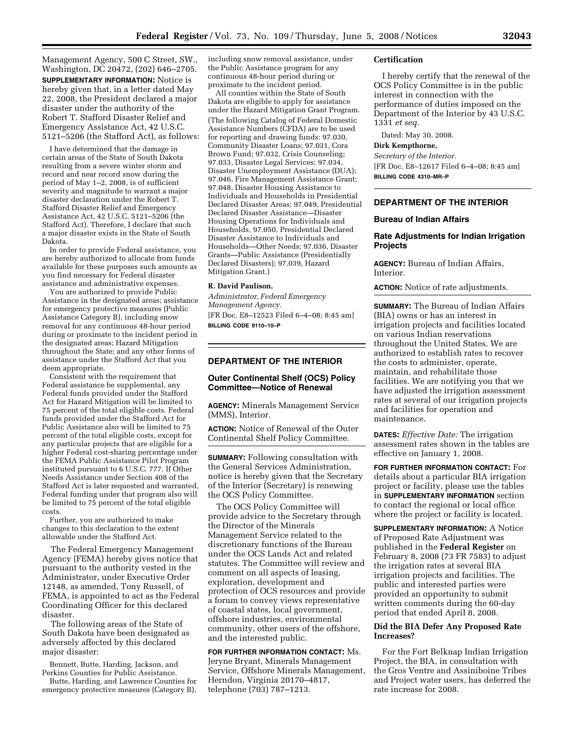Management Agency, 500 C Street, SW., Washington, DC 20472, (202) 646–2705.

**SUPPLEMENTARY INFORMATION:** Notice is hereby given that, in a letter dated May 22, 2008, the President declared a major disaster under the authority of the Robert T. Stafford Disaster Relief and Emergency Assistance Act, 42 U.S.C. 5121–5206 (the Stafford Act), as follows:

I have determined that the damage in certain areas of the State of South Dakota resulting from a severe winter storm and record and near record snow during the period of May 1–2, 2008, is of sufficient severity and magnitude to warrant a major disaster declaration under the Robert T. Stafford Disaster Relief and Emergency Assistance Act, 42 U.S.C. 5121–5206 (the Stafford Act). Therefore, I declare that such a major disaster exists in the State of South Dakota.

In order to provide Federal assistance, you are hereby authorized to allocate from funds available for these purposes such amounts as you find necessary for Federal disaster assistance and administrative expenses.

You are authorized to provide Public Assistance in the designated areas; assistance for emergency protective measures (Public Assistance Category B), including snow removal for any continuous 48-hour period during or proximate to the incident period in the designated areas; Hazard Mitigation throughout the State; and any other forms of assistance under the Stafford Act that you deem appropriate.

Consistent with the requirement that Federal assistance be supplemental, any Federal funds provided under the Stafford Act for Hazard Mitigation will be limited to 75 percent of the total eligible costs. Federal funds provided under the Stafford Act for Public Assistance also will be limited to 75 percent of the total eligible costs, except for any particular projects that are eligible for a higher Federal cost-sharing percentage under the FEMA Public Assistance Pilot Program instituted pursuant to 6 U.S.C. 777. If Other Needs Assistance under Section 408 of the Stafford Act is later requested and warranted, Federal funding under that program also will be limited to 75 percent of the total eligible costs.

Further, you are authorized to make changes to this declaration to the extent allowable under the Stafford Act.

The Federal Emergency Management Agency (FEMA) hereby gives notice that pursuant to the authority vested in the Administrator, under Executive Order 12148, as amended, Tony Russell, of FEMA, is appointed to act as the Federal Coordinating Officer for this declared disaster.

The following areas of the State of South Dakota have been designated as adversely affected by this declared major disaster:

Bennett, Butte, Harding, Jackson, and Perkins Counties for Public Assistance.

Butte, Harding, and Lawrence Counties for emergency protective measures (Category B), including snow removal assistance, under the Public Assistance program for any continuous 48-hour period during or proximate to the incident period.

All counties within the State of South Dakota are eligible to apply for assistance under the Hazard Mitigation Grant Program.

(The following Catalog of Federal Domestic Assistance Numbers (CFDA) are to be used for reporting and drawing funds: 97.030, Community Disaster Loans; 97.031, Cora Brown Fund; 97.032, Crisis Counseling; 97.033, Disaster Legal Services; 97.034, Disaster Unemployment Assistance (DUA); 97.046, Fire Management Assistance Grant; 97.048, Disaster Housing Assistance to Individuals and Households in Presidential Declared Disaster Areas; 97.049, Presidential Declared Disaster Assistance—Disaster Housing Operations for Individuals and Households, 97.050, Presidential Declared Disaster Assistance to Individuals and Households—Other Needs; 97.036, Disaster Grants—Public Assistance (Presidentially Declared Disasters); 97.039, Hazard Mitigation Grant.)

**R. David Paulison,**

*Administrator, Federal Emergency Management Agency.*

[FR Doc. E8–12523 Filed 6–4–08; 8:45 am]

**BILLING CODE 9110–10–P**

## DEPARTMENT OF THE INTERIOR

### Outer Continental Shelf (OCS) Policy Committee—Notice of Renewal

**AGENCY:** Minerals Management Service (MMS), Interior.

**ACTION:** Notice of Renewal of the Outer Continental Shelf Policy Committee.

**SUMMARY:** Following consultation with the General Services Administration, notice is hereby given that the Secretary of the Interior (Secretary) is renewing the OCS Policy Committee.

The OCS Policy Committee will provide advice to the Secretary through the Director of the Minerals Management Service related to the discretionary functions of the Bureau under the OCS Lands Act and related statutes. The Committee will review and comment on all aspects of leasing, exploration, development and protection of OCS resources and provide a forum to convey views representative of coastal states, local government, offshore industries, environmental community, other users of the offshore, and the interested public.

**FOR FURTHER INFORMATION CONTACT:** Ms. Jeryne Bryant, Minerals Management Service, Offshore Minerals Management, Herndon, Virginia 20170–4817, telephone (703) 787–1213.

**Certification**

I hereby certify that the renewal of the OCS Policy Committee is in the public interest in connection with the performance of duties imposed on the Department of the Interior by 43 U.S.C. 1331 *et seq.*

Dated: May 30, 2008.

**Dirk Kempthorne,**

*Secretary of the Interior.*

[FR Doc. E8–12617 Filed 6–4–08; 8:45 am]

**BILLING CODE 4310–MR–P**

## DEPARTMENT OF THE INTERIOR

### Bureau of Indian Affairs

### Rate Adjustments for Indian Irrigation Projects

**AGENCY:** Bureau of Indian Affairs, Interior.

**ACTION:** Notice of rate adjustments.

**SUMMARY:** The Bureau of Indian Affairs (BIA) owns or has an interest in irrigation projects and facilities located on various Indian reservations throughout the United States. We are authorized to establish rates to recover the costs to administer, operate, maintain, and rehabilitate those facilities. We are notifying you that we have adjusted the irrigation assessment rates at several of our irrigation projects and facilities for operation and maintenance.

**DATES:** *Effective Date:* The irrigation assessment rates shown in the tables are effective on January 1, 2008.

**FOR FURTHER INFORMATION CONTACT:** For details about a particular BIA irrigation project or facility, please use the tables in **SUPPLEMENTARY INFORMATION** section to contact the regional or local office where the project or facility is located.

**SUPPLEMENTARY INFORMATION:** A Notice of Proposed Rate Adjustment was published in the **Federal Register** on February 8, 2008 (73 FR 7583) to adjust the irrigation rates at several BIA irrigation projects and facilities. The public and interested parties were provided an opportunity to submit written comments during the 60-day period that ended April 8, 2008.

**Did the BIA Defer Any Proposed Rate Increases?**

For the Fort Belknap Indian Irrigation Project, the BIA, in consultation with the Gros Ventre and Assiniboine Tribes and Project water users, has deferred the rate increase for 2008.